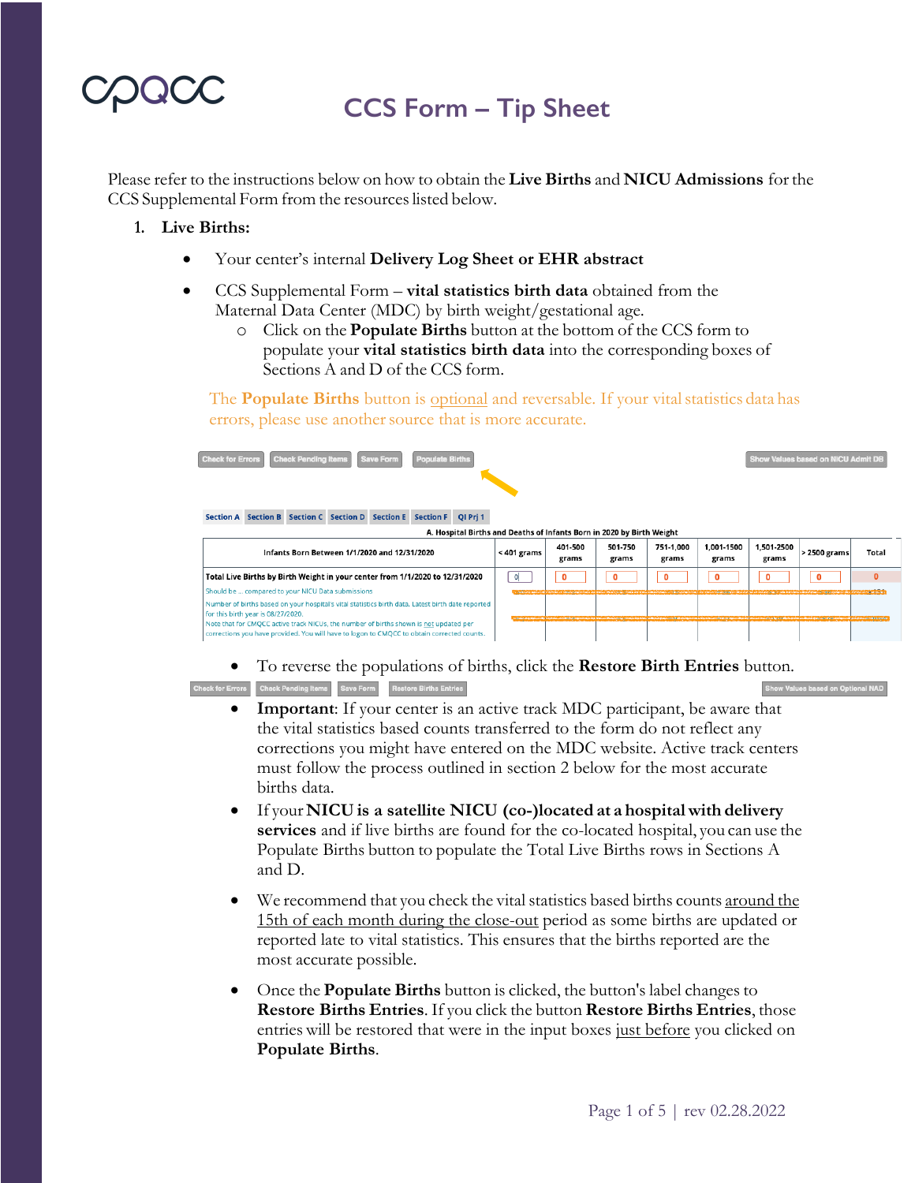cpqcc

# CCS Form – Tip Sheet

Please refer to the instructions below on how to obtain the **Live Births** and **NICU Admissions** for the CCS Supplemental Form from the resources listed below.

1. **Live Births:**

   - Your center's internal **Delivery Log Sheet or EHR abstract**
   - CCS Supplemental Form – **vital statistics birth data** obtained from the Maternal Data Center (MDC) by birth weight/gestational age.
     - Click on the **Populate Births** button at the bottom of the CCS form to populate your **vital statistics birth data** into the corresponding boxes of Sections A and D of the CCS form.

   The **Populate Births** button is optional and reversable. If your vital statistics data has errors, please use another source that is more accurate.

   Check for Errors | Check Pending Items | Save Form | Populate Births | Show Values based on NICU Admit DB

   Section A | Section B | Section C | Section D | Section E | Section F | QI Prj 1

   A. Hospital Births and Deaths of Infants Born in 2020 by Birth Weight

   | Infants Born Between 1/1/2020 and 12/31/2020 | < 401 grams | 401-500 grams | 501-750 grams | 751-1,000 grams | 1,001-1500 grams | 1,501-2500 grams | > 2500 grams | Total |
   |---|---|---|---|---|---|---|---|---|
   | Total Live Births by Birth Weight in your center from 1/1/2020 to 12/31/2020 | 0 | 0 | 0 | 0 | 0 | 0 | 0 | 0 |
   | Should be ... compared to your NICU Data submissions | | | | | | | | |
   | Number of births based on your hospital's vital statistics birth data. Latest birth date reported for this birth year is 08/27/2020. Note that for CMQCC active track NICUs, the number of births shown is not updated per corrections you have provided. You will have to logon to CMQCC to obtain corrected counts. | | | | | | | | |

   - To reverse the populations of births, click the **Restore Birth Entries** button.

   Check for Errors | Check Pending Items | Save Form | Restore Births Entries | Show Values based on Optional NAD

   - **Important**: If your center is an active track MDC participant, be aware that the vital statistics based counts transferred to the form do not reflect any corrections you might have entered on the MDC website. Active track centers must follow the process outlined in section 2 below for the most accurate births data.
   - If your **NICU is a satellite NICU (co-)located at a hospital with delivery services** and if live births are found for the co-located hospital, you can use the Populate Births button to populate the Total Live Births rows in Sections A and D.
   - We recommend that you check the vital statistics based births counts around the 15th of each month during the close-out period as some births are updated or reported late to vital statistics. This ensures that the births reported are the most accurate possible.
   - Once the **Populate Births** button is clicked, the button's label changes to **Restore Births Entries**. If you click the button **Restore Births Entries**, those entries will be restored that were in the input boxes just before you clicked on **Populate Births**.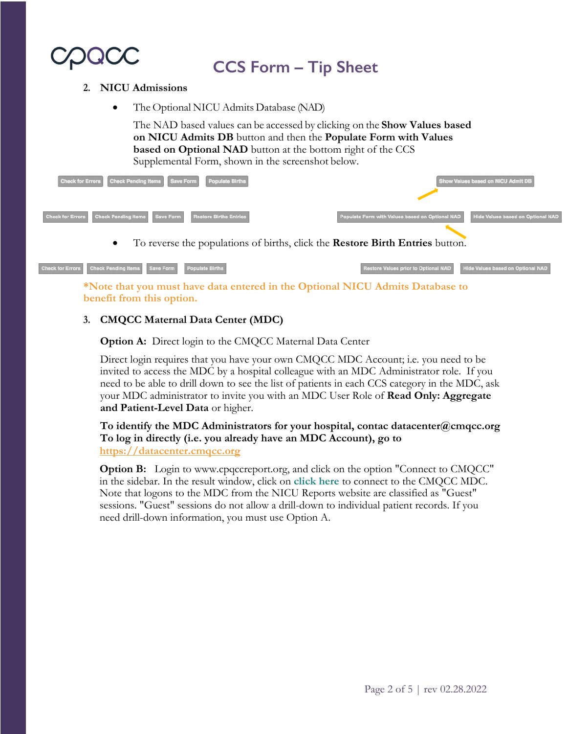# CCS Form – Tip Sheet

2. **NICU Admissions**

   - The Optional NICU Admits Database (NAD)

     The NAD based values can be accessed by clicking on the **Show Values based on NICU Admits DB** button and then the **Populate Form with Values based on Optional NAD** button at the bottom right of the CCS Supplemental Form, shown in the screenshot below.

Check for Errors | Check Pending Items | Save Form | Populate Births | Show Values based on NICU Admit DB

Check for Errors | Check Pending Items | Save Form | Restore Births Entries | Populate Form with Values based on Optional NAD | Hide Values based on Optional NAD

   - To reverse the populations of births, click the **Restore Birth Entries** button.

Check for Errors | Check Pending Items | Save Form | Populate Births | Restore Values prior to Optional NAD | Hide Values based on Optional NAD

**\*Note that you must have data entered in the Optional NICU Admits Database to benefit from this option.**

3. **CMQCC Maternal Data Center (MDC)**

   **Option A:** Direct login to the CMQCC Maternal Data Center

   Direct login requires that you have your own CMQCC MDC Account; i.e. you need to be invited to access the MDC by a hospital colleague with an MDC Administrator role. If you need to be able to drill down to see the list of patients in each CCS category in the MDC, ask your MDC administrator to invite you with an MDC User Role of **Read Only: Aggregate and Patient-Level Data** or higher.

   **To identify the MDC Administrators for your hospital, contac datacenter@cmqcc.org**
   **To log in directly (i.e. you already have an MDC Account), go to** [https://datacenter.cmqcc.org](https://datacenter.cmqcc.org)

   **Option B:** Login to www.cpqccreport.org, and click on the option "Connect to CMQCC" in the sidebar. In the result window, click on **click here** to connect to the CMQCC MDC. Note that logons to the MDC from the NICU Reports website are classified as "Guest" sessions. "Guest" sessions do not allow a drill-down to individual patient records. If you need drill-down information, you must use Option A.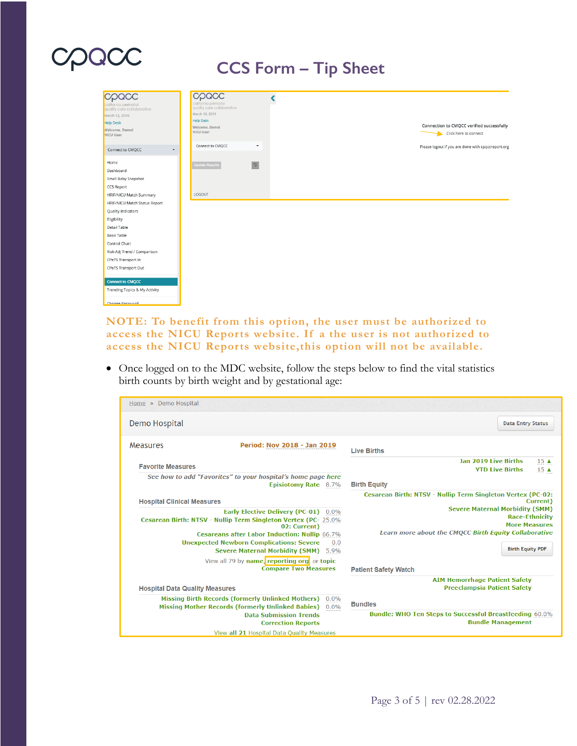# CCS Form – Tip Sheet

cpqcc
california perinatal quality care collaborative
March 12, 2019
Help Desk
Welcome, Demo!
NICU User

Connect to CMQCC

Home
Dashboard
Small Baby Snapshot
CCS Report
HRIF/NICU Match Summary
HRIF/NICU Match Status Report
Quality Indicators
Eligibility
Detail Table
Basic Table
Control Chart
Risk-Adj Trend / Comparison
CPeTS Transport In
CPeTS Transport Out
Connect to CMQCC
Trending Topics & My Activity
Change Password

Connection to CMQCC verified successfully
Click here to connect
Please logout if you are done with cpqccreport.org

Update Results
LOGOUT

**NOTE: To benefit from this option, the user must be authorized to access the NICU Reports website. If a the user is not authorized to access the NICU Reports website,this option will not be available.**

- Once logged on to the MDC website, follow the steps below to find the vital statistics birth counts by birth weight and by gestational age:

Home » Demo Hospital

Demo Hospital — Data Entry Status

**Measures** — Period: Nov 2018 - Jan 2019

**Favorite Measures**
See how to add "Favorites" to your hospital's home page here
Episiotomy Rate 8.7%

**Hospital Clinical Measures**
Early Elective Delivery (PC-01) 0.0%
Cesarean Birth: NTSV - Nullip Term Singleton Vertex (PC-02: Current) 25.0%
Cesareans after Labor Induction: Nullip 66.7%
Unexpected Newborn Complications: Severe 0.0
Severe Maternal Morbidity (SMM) 5.9%
View all 79 by name, reporting org or topic
Compare Two Measures

**Hospital Data Quality Measures**
Missing Birth Records (formerly Unlinked Mothers) 0.0%
Missing Mother Records (formerly Unlinked Babies) 0.0%
Data Submission Trends
Correction Reports
View all 21 Hospital Data Quality Measures

**Live Births**
Jan 2019 Live Births 15
YTD Live Births 15

**Birth Equity**
Cesarean Birth: NTSV - Nullip Term Singleton Vertex (PC-02: Current)
Severe Maternal Morbidity (SMM)
Race-Ethnicity
More Measures
Learn more about the CMQCC Birth Equity Collaborative
Birth Equity PDF

**Patient Safety Watch**
AIM Hemorrhage Patient Safety
Preeclampsia Patient Safety

**Bundles**
Bundle: WHO Ten Steps to Successful Breastfeeding 60.0%
Bundle Management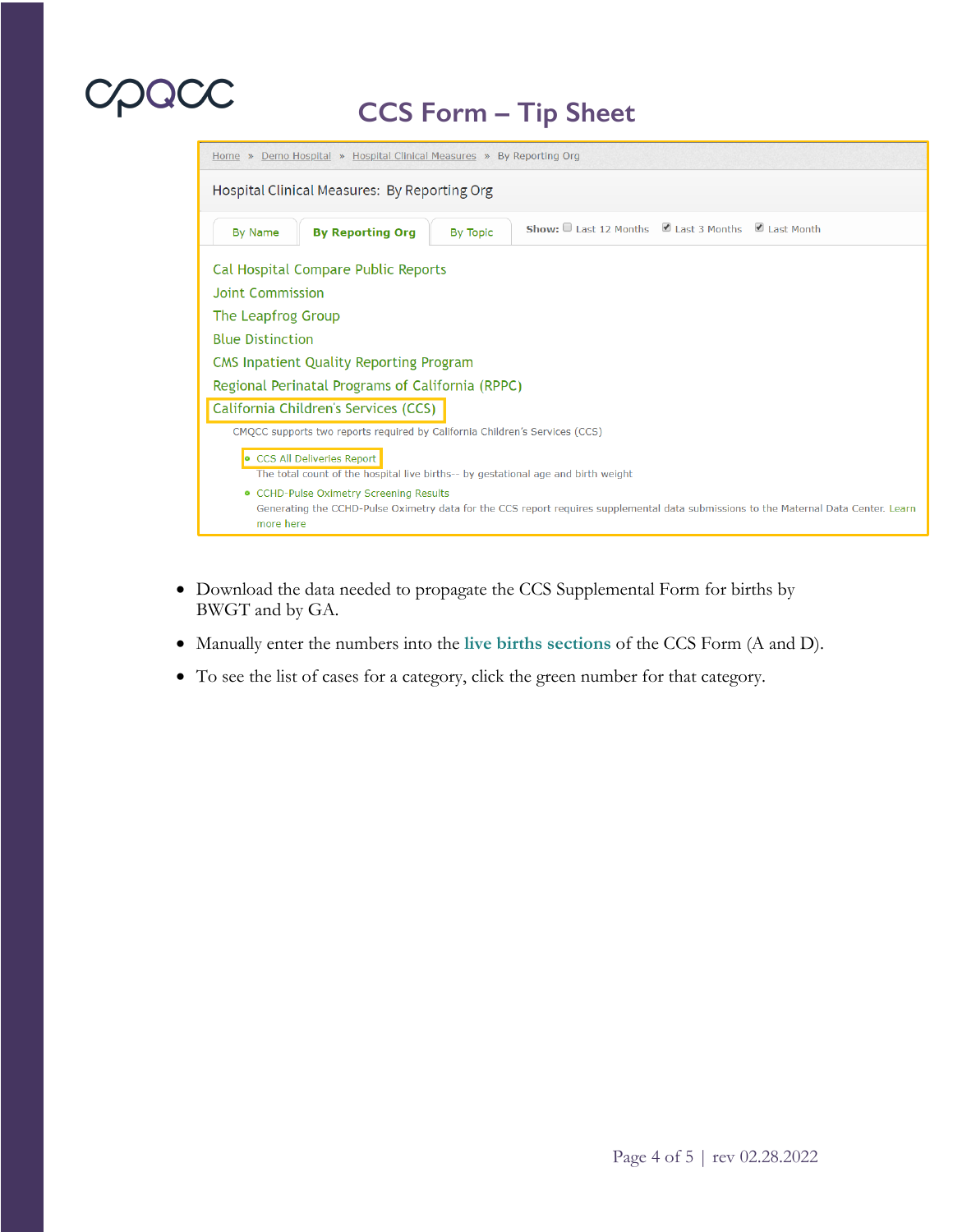# CCS Form – Tip Sheet

Home » Demo Hospital » Hospital Clinical Measures » By Reporting Org

Hospital Clinical Measures: By Reporting Org

By Name | **By Reporting Org** | By Topic — **Show:** Last 12 Months, Last 3 Months, Last Month

- Cal Hospital Compare Public Reports
- Joint Commission
- The Leapfrog Group
- Blue Distinction
- CMS Inpatient Quality Reporting Program
- Regional Perinatal Programs of California (RPPC)
- California Children's Services (CCS)

CMQCC supports two reports required by California Children's Services (CCS)

- CCS All Deliveries Report
  The total count of the hospital live births-- by gestational age and birth weight
- CCHD-Pulse Oximetry Screening Results
  Generating the CCHD-Pulse Oximetry data for the CCS report requires supplemental data submissions to the Maternal Data Center. Learn more here

- Download the data needed to propagate the CCS Supplemental Form for births by BWGT and by GA.
- Manually enter the numbers into the **live births sections** of the CCS Form (A and D).
- To see the list of cases for a category, click the green number for that category.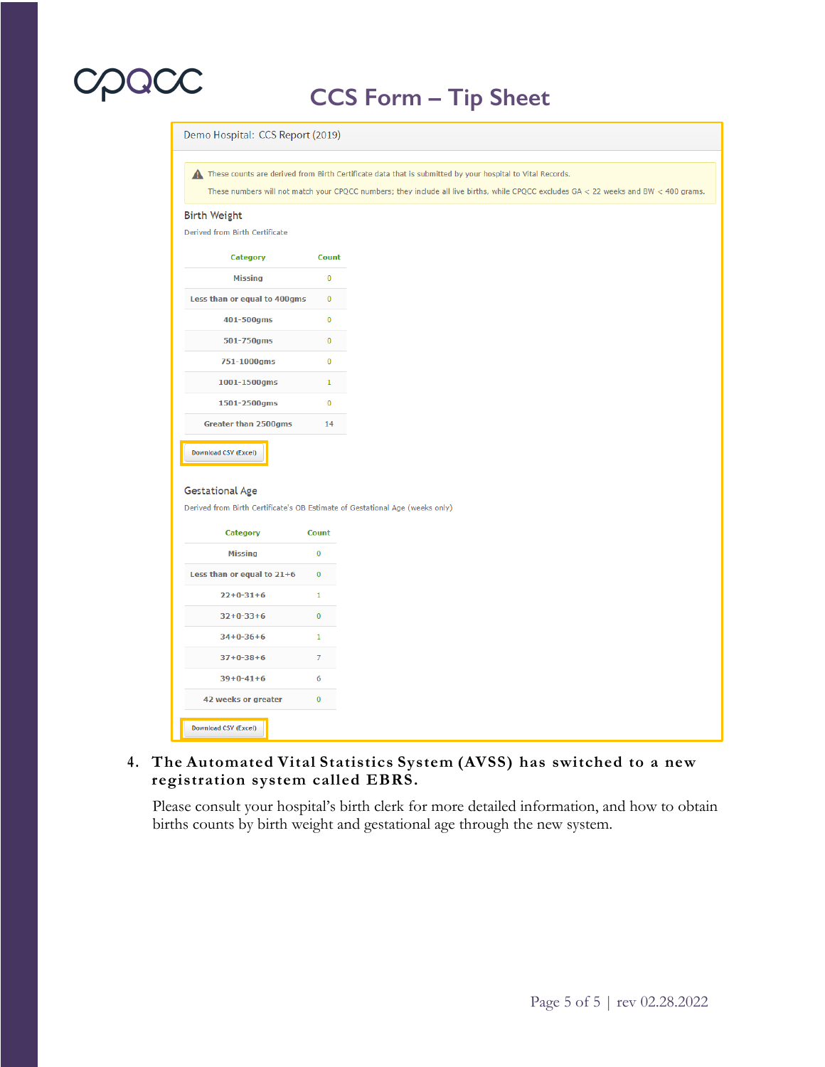# CCS Form – Tip Sheet

Demo Hospital: CCS Report (2019)

⚠ These counts are derived from Birth Certificate data that is submitted by your hospital to Vital Records.

These numbers will not match your CPQCC numbers; they include all live births, while CPQCC excludes GA < 22 weeks and BW < 400 grams.

**Birth Weight**

Derived from Birth Certificate

| Category | Count |
|---|---|
| Missing | 0 |
| Less than or equal to 400gms | 0 |
| 401-500gms | 0 |
| 501-750gms | 0 |
| 751-1000gms | 0 |
| 1001-1500gms | 1 |
| 1501-2500gms | 0 |
| Greater than 2500gms | 14 |

Download CSV (Excel)

**Gestational Age**

Derived from Birth Certificate's OB Estimate of Gestational Age (weeks only)

| Category | Count |
|---|---|
| Missing | 0 |
| Less than or equal to 21+6 | 0 |
| 22+0-31+6 | 1 |
| 32+0-33+6 | 0 |
| 34+0-36+6 | 1 |
| 37+0-38+6 | 7 |
| 39+0-41+6 | 6 |
| 42 weeks or greater | 0 |

Download CSV (Excel)

4. **The Automated Vital Statistics System (AVSS) has switched to a new registration system called EBRS.**

   Please consult your hospital's birth clerk for more detailed information, and how to obtain births counts by birth weight and gestational age through the new system.